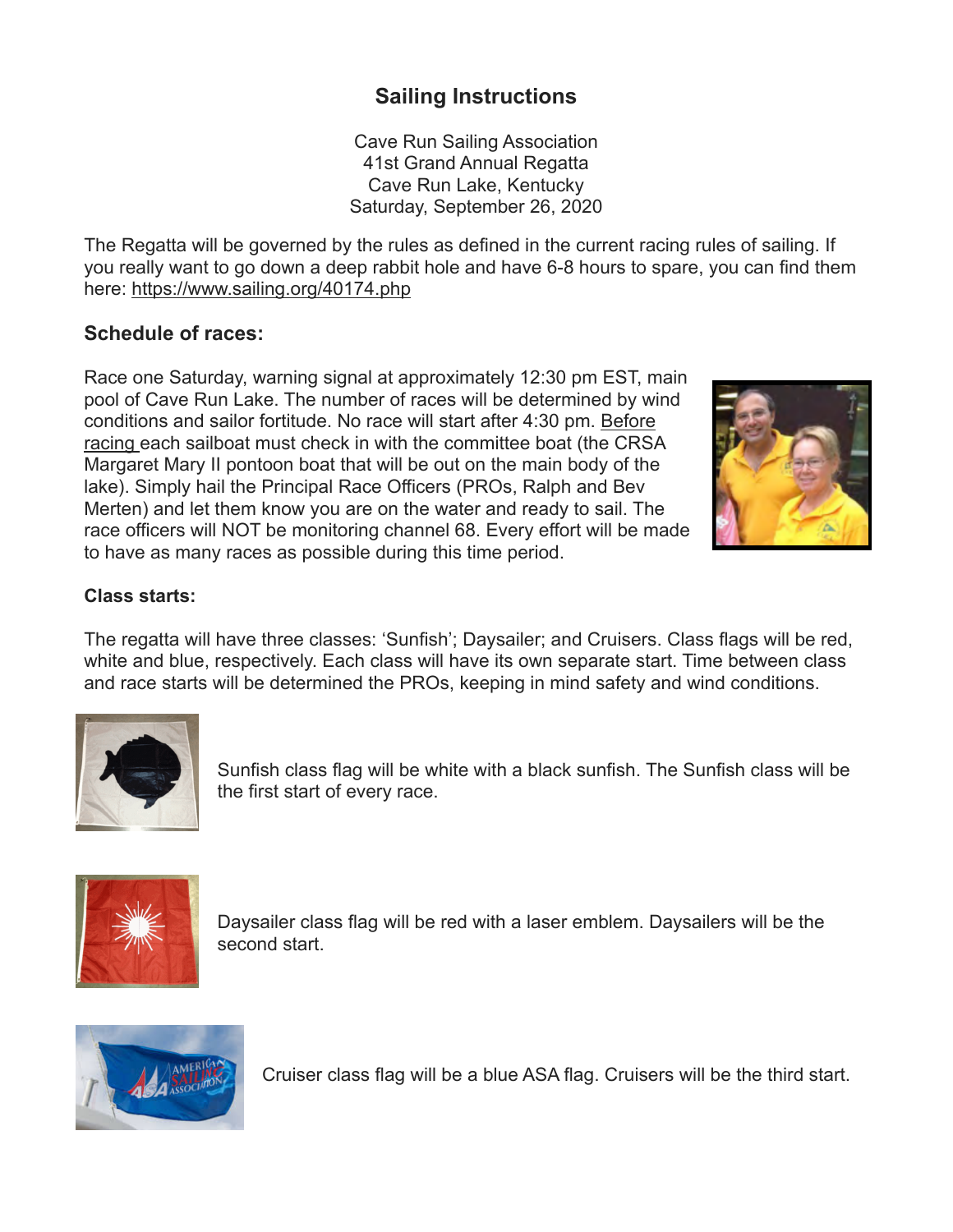# Sailing Instructions

Cave Run Sailing Association
41st Grand Annual Regatta
Cave Run Lake, Kentucky
Saturday, September 26, 2020

The Regatta will be governed by the rules as defined in the current racing rules of sailing. If you really want to go down a deep rabbit hole and have 6-8 hours to spare, you can find them here: https://www.sailing.org/40174.php

## Schedule of races:

Race one Saturday, warning signal at approximately 12:30 pm EST, main pool of Cave Run Lake. The number of races will be determined by wind conditions and sailor fortitude. No race will start after 4:30 pm. Before racing each sailboat must check in with the committee boat (the CRSA Margaret Mary II pontoon boat that will be out on the main body of the lake). Simply hail the Principal Race Officers (PROs, Ralph and Bev Merten) and let them know you are on the water and ready to sail. The race officers will NOT be monitoring channel 68. Every effort will be made to have as many races as possible during this time period.

### Class starts:

The regatta will have three classes: 'Sunfish'; Daysailer; and Cruisers. Class flags will be red, white and blue, respectively. Each class will have its own separate start. Time between class and race starts will be determined the PROs, keeping in mind safety and wind conditions.

Sunfish class flag will be white with a black sunfish. The Sunfish class will be the first start of every race.

Daysailer class flag will be red with a laser emblem. Daysailers will be the second start.

Cruiser class flag will be a blue ASA flag. Cruisers will be the third start.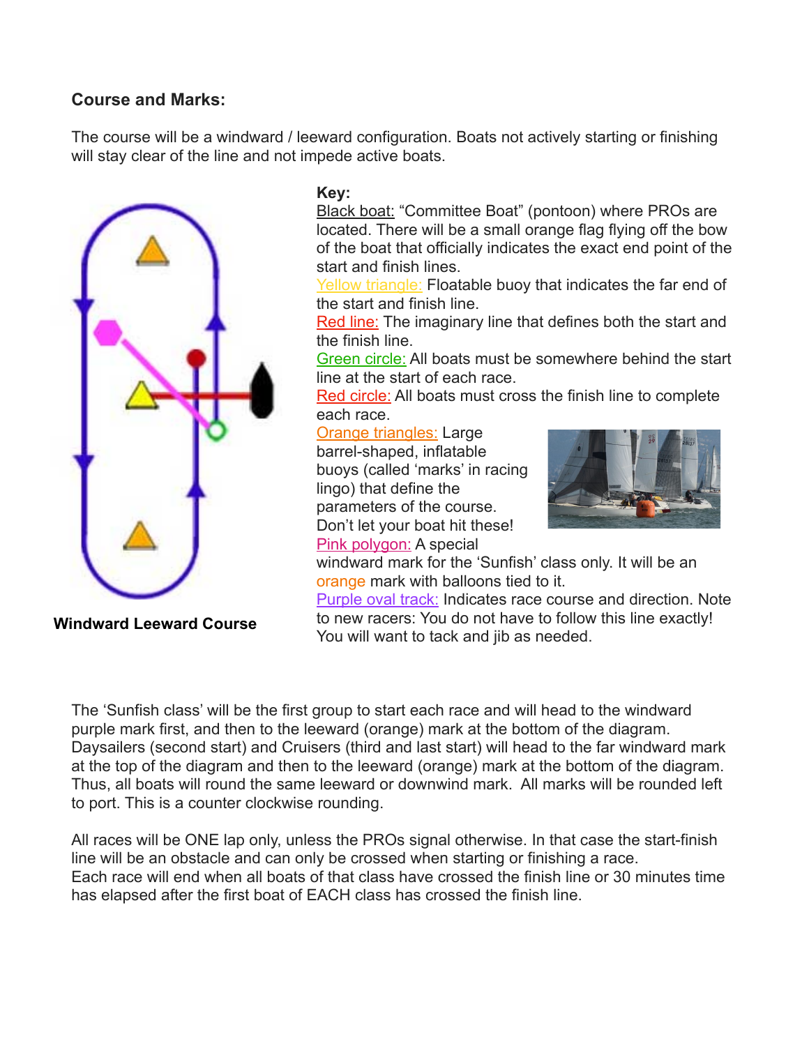**Course and Marks:**

The course will be a windward / leeward configuration. Boats not actively starting or finishing will stay clear of the line and not impede active boats.

**Windward Leeward Course**

**Key:**

Black boat: "Committee Boat" (pontoon) where PROs are located. There will be a small orange flag flying off the bow of the boat that officially indicates the exact end point of the start and finish lines.

Yellow triangle: Floatable buoy that indicates the far end of the start and finish line.

Red line: The imaginary line that defines both the start and the finish line.

Green circle: All boats must be somewhere behind the start line at the start of each race.

Red circle: All boats must cross the finish line to complete each race.

Orange triangles: Large barrel-shaped, inflatable buoys (called 'marks' in racing lingo) that define the parameters of the course. Don't let your boat hit these!

Pink polygon: A special windward mark for the 'Sunfish' class only. It will be an orange mark with balloons tied to it.

Purple oval track: Indicates race course and direction. Note to new racers: You do not have to follow this line exactly! You will want to tack and jib as needed.

The 'Sunfish class' will be the first group to start each race and will head to the windward purple mark first, and then to the leeward (orange) mark at the bottom of the diagram. Daysailers (second start) and Cruisers (third and last start) will head to the far windward mark at the top of the diagram and then to the leeward (orange) mark at the bottom of the diagram. Thus, all boats will round the same leeward or downwind mark. All marks will be rounded left to port. This is a counter clockwise rounding.

All races will be ONE lap only, unless the PROs signal otherwise. In that case the start-finish line will be an obstacle and can only be crossed when starting or finishing a race.
Each race will end when all boats of that class have crossed the finish line or 30 minutes time has elapsed after the first boat of EACH class has crossed the finish line.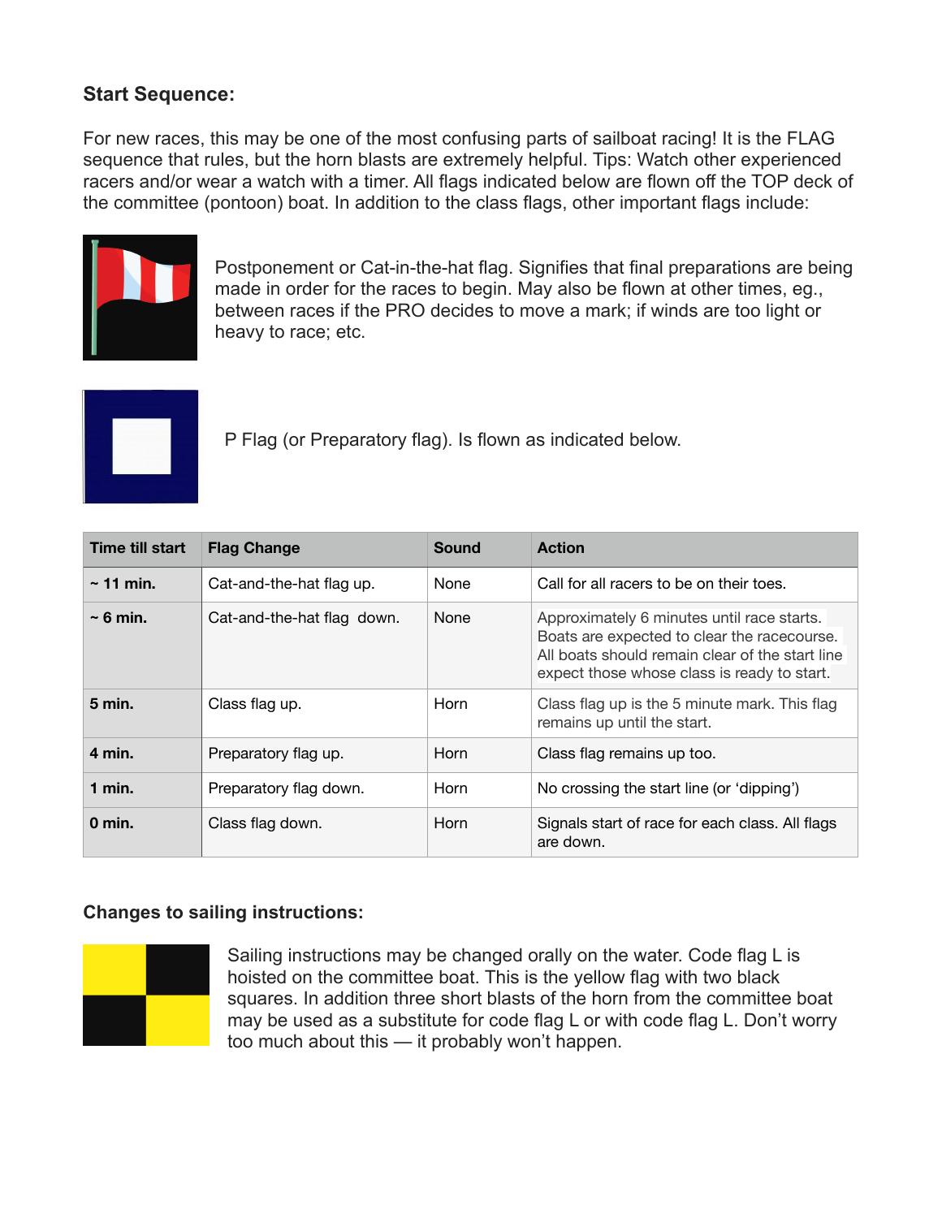### Start Sequence:

For new races, this may be one of the most confusing parts of sailboat racing! It is the FLAG sequence that rules, but the horn blasts are extremely helpful. Tips: Watch other experienced racers and/or wear a watch with a timer. All flags indicated below are flown off the TOP deck of the committee (pontoon) boat. In addition to the class flags, other important flags include:

Postponement or Cat-in-the-hat flag. Signifies that final preparations are being made in order for the races to begin. May also be flown at other times, eg., between races if the PRO decides to move a mark; if winds are too light or heavy to race; etc.

P Flag (or Preparatory flag). Is flown as indicated below.

| Time till start | Flag Change | Sound | Action |
| --- | --- | --- | --- |
| **~ 11 min.** | Cat-and-the-hat flag up. | None | Call for all racers to be on their toes. |
| **~ 6 min.** | Cat-and-the-hat flag down. | None | Approximately 6 minutes until race starts. Boats are expected to clear the racecourse. All boats should remain clear of the start line expect those whose class is ready to start. |
| **5 min.** | Class flag up. | Horn | Class flag up is the 5 minute mark. This flag remains up until the start. |
| **4 min.** | Preparatory flag up. | Horn | Class flag remains up too. |
| **1 min.** | Preparatory flag down. | Horn | No crossing the start line (or 'dipping') |
| **0 min.** | Class flag down. | Horn | Signals start of race for each class. All flags are down. |

### Changes to sailing instructions:

Sailing instructions may be changed orally on the water. Code flag L is hoisted on the committee boat. This is the yellow flag with two black squares. In addition three short blasts of the horn from the committee boat may be used as a substitute for code flag L or with code flag L. Don't worry too much about this — it probably won't happen.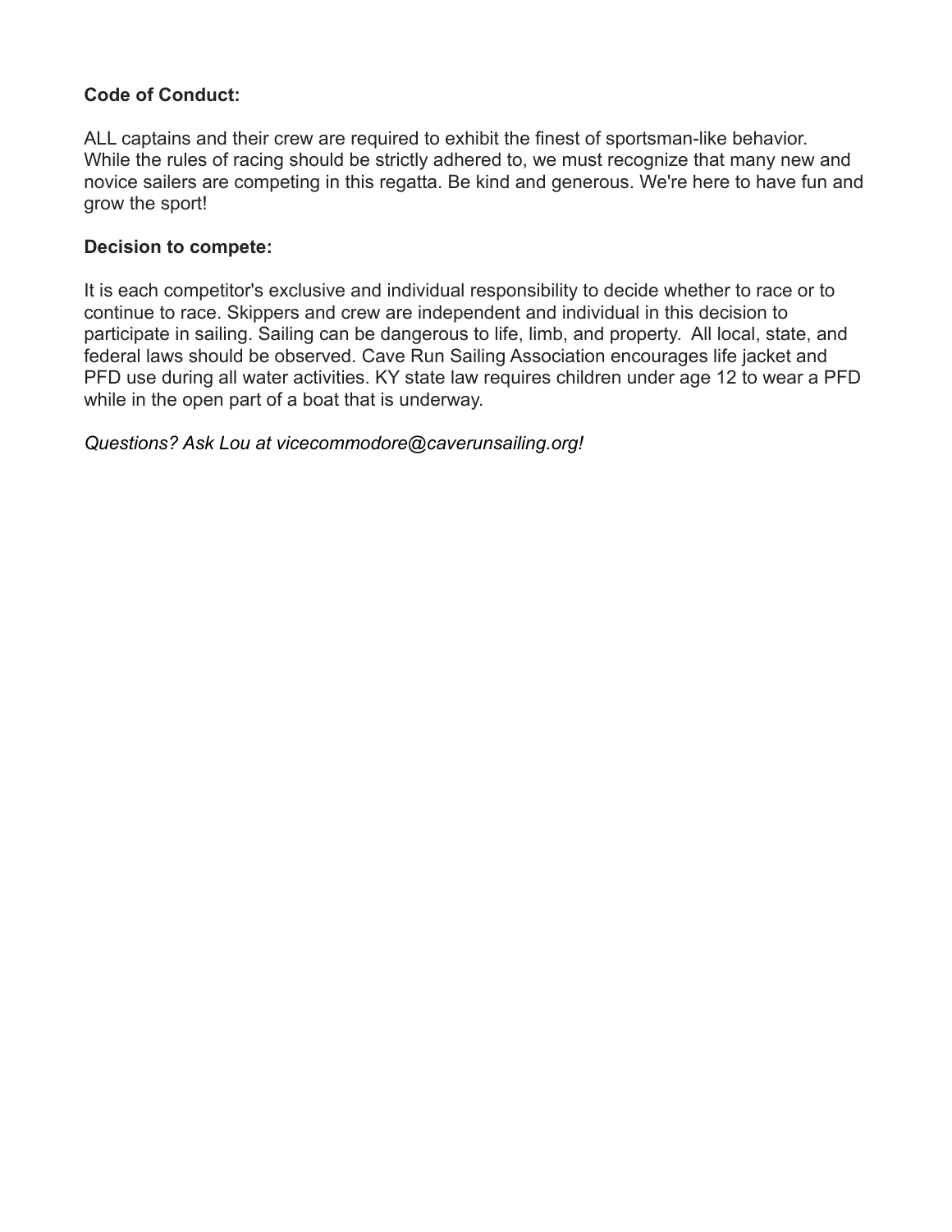**Code of Conduct:**

ALL captains and their crew are required to exhibit the finest of sportsman-like behavior. While the rules of racing should be strictly adhered to, we must recognize that many new and novice sailers are competing in this regatta. Be kind and generous. We're here to have fun and grow the sport!

**Decision to compete:**

It is each competitor's exclusive and individual responsibility to decide whether to race or to continue to race. Skippers and crew are independent and individual in this decision to participate in sailing. Sailing can be dangerous to life, limb, and property. All local, state, and federal laws should be observed. Cave Run Sailing Association encourages life jacket and PFD use during all water activities. KY state law requires children under age 12 to wear a PFD while in the open part of a boat that is underway.

*Questions? Ask Lou at vicecommodore@caverunsailing.org!*